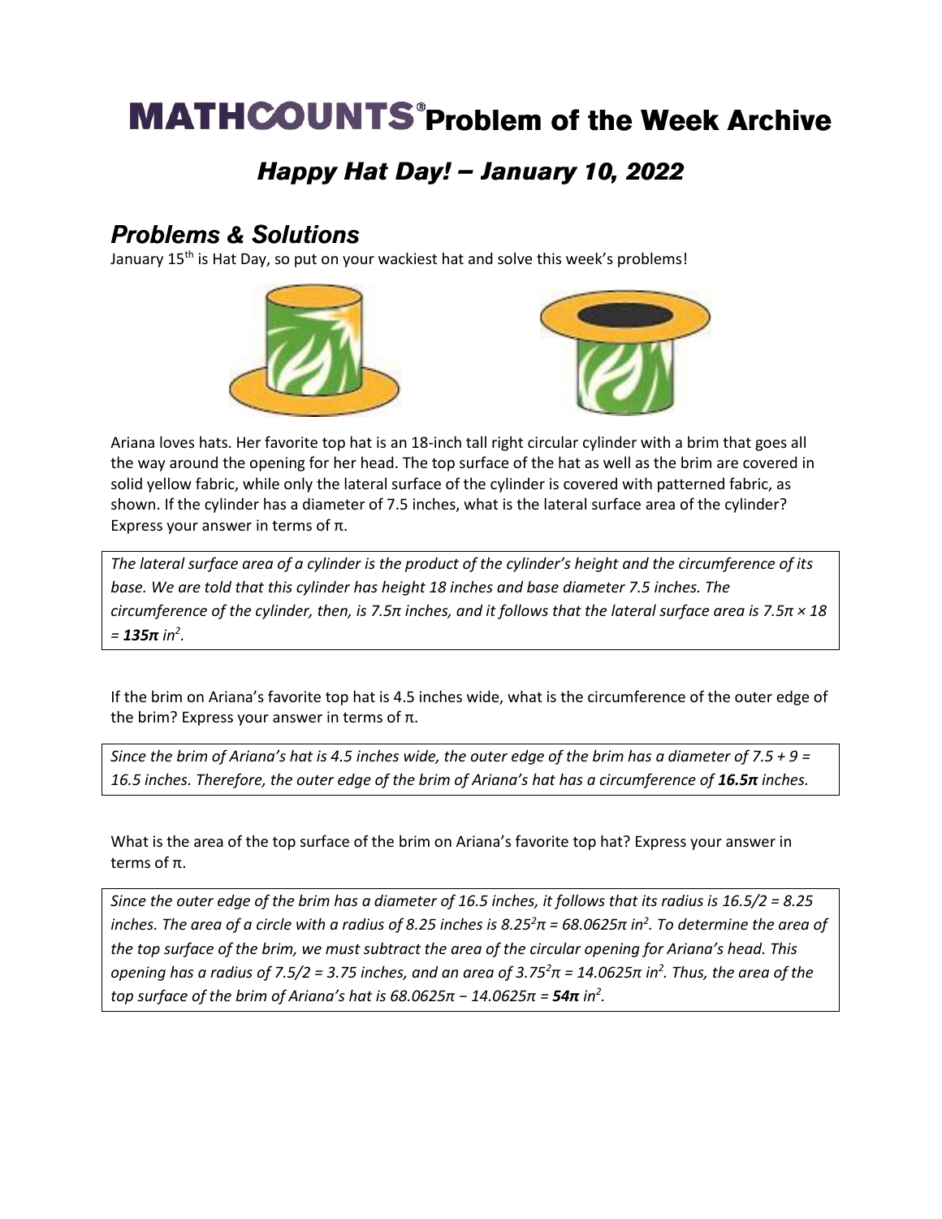# MATHCOUNTS® Problem of the Week Archive

## *Happy Hat Day! – January 10, 2022*

## *Problems & Solutions*

January 15th is Hat Day, so put on your wackiest hat and solve this week's problems!

Ariana loves hats. Her favorite top hat is an 18-inch tall right circular cylinder with a brim that goes all the way around the opening for her head. The top surface of the hat as well as the brim are covered in solid yellow fabric, while only the lateral surface of the cylinder is covered with patterned fabric, as shown. If the cylinder has a diameter of 7.5 inches, what is the lateral surface area of the cylinder? Express your answer in terms of π.

*The lateral surface area of a cylinder is the product of the cylinder's height and the circumference of its base. We are told that this cylinder has height 18 inches and base diameter 7.5 inches. The circumference of the cylinder, then, is $7.5\pi$ inches, and it follows that the lateral surface area is $7.5\pi \times 18 =$ **$135\pi$** $in^2$.*

If the brim on Ariana's favorite top hat is 4.5 inches wide, what is the circumference of the outer edge of the brim? Express your answer in terms of π.

*Since the brim of Ariana's hat is 4.5 inches wide, the outer edge of the brim has a diameter of $7.5 + 9 = 16.5$ inches. Therefore, the outer edge of the brim of Ariana's hat has a circumference of **$16.5\pi$** inches.*

What is the area of the top surface of the brim on Ariana's favorite top hat? Express your answer in terms of π.

*Since the outer edge of the brim has a diameter of 16.5 inches, it follows that its radius is $16.5/2 = 8.25$ inches. The area of a circle with a radius of 8.25 inches is $8.25^2\pi = 68.0625\pi$ $in^2$. To determine the area of the top surface of the brim, we must subtract the area of the circular opening for Ariana's head. This opening has a radius of $7.5/2 = 3.75$ inches, and an area of $3.75^2\pi = 14.0625\pi$ $in^2$. Thus, the area of the top surface of the brim of Ariana's hat is $68.0625\pi - 14.0625\pi =$ **$54\pi$** $in^2$.*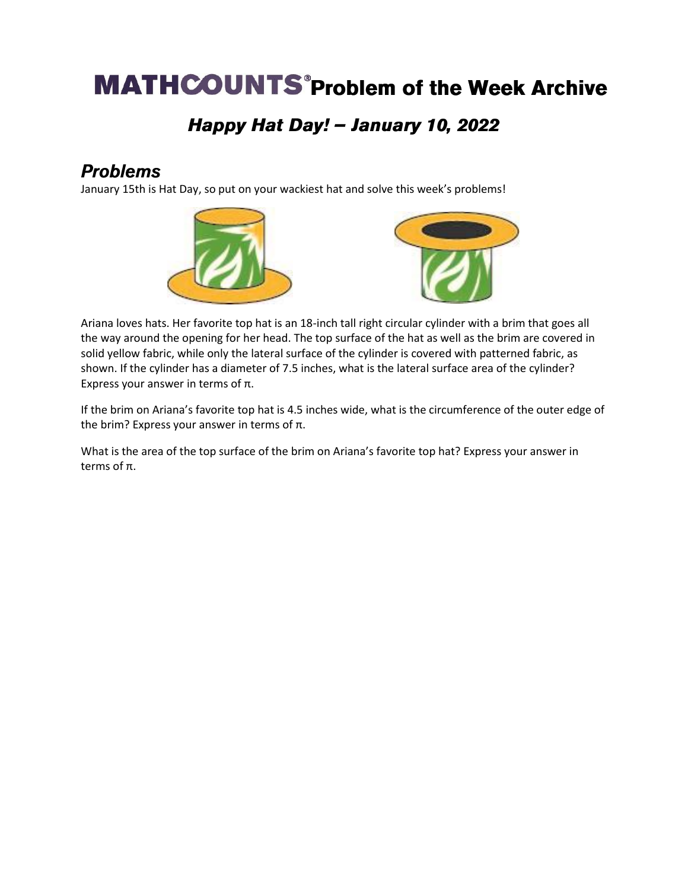# MATHCOUNTS® Problem of the Week Archive

## *Happy Hat Day! – January 10, 2022*

## *Problems*

January 15th is Hat Day, so put on your wackiest hat and solve this week's problems!

Ariana loves hats. Her favorite top hat is an 18-inch tall right circular cylinder with a brim that goes all the way around the opening for her head. The top surface of the hat as well as the brim are covered in solid yellow fabric, while only the lateral surface of the cylinder is covered with patterned fabric, as shown. If the cylinder has a diameter of 7.5 inches, what is the lateral surface area of the cylinder? Express your answer in terms of π.

If the brim on Ariana's favorite top hat is 4.5 inches wide, what is the circumference of the outer edge of the brim? Express your answer in terms of π.

What is the area of the top surface of the brim on Ariana's favorite top hat? Express your answer in terms of π.